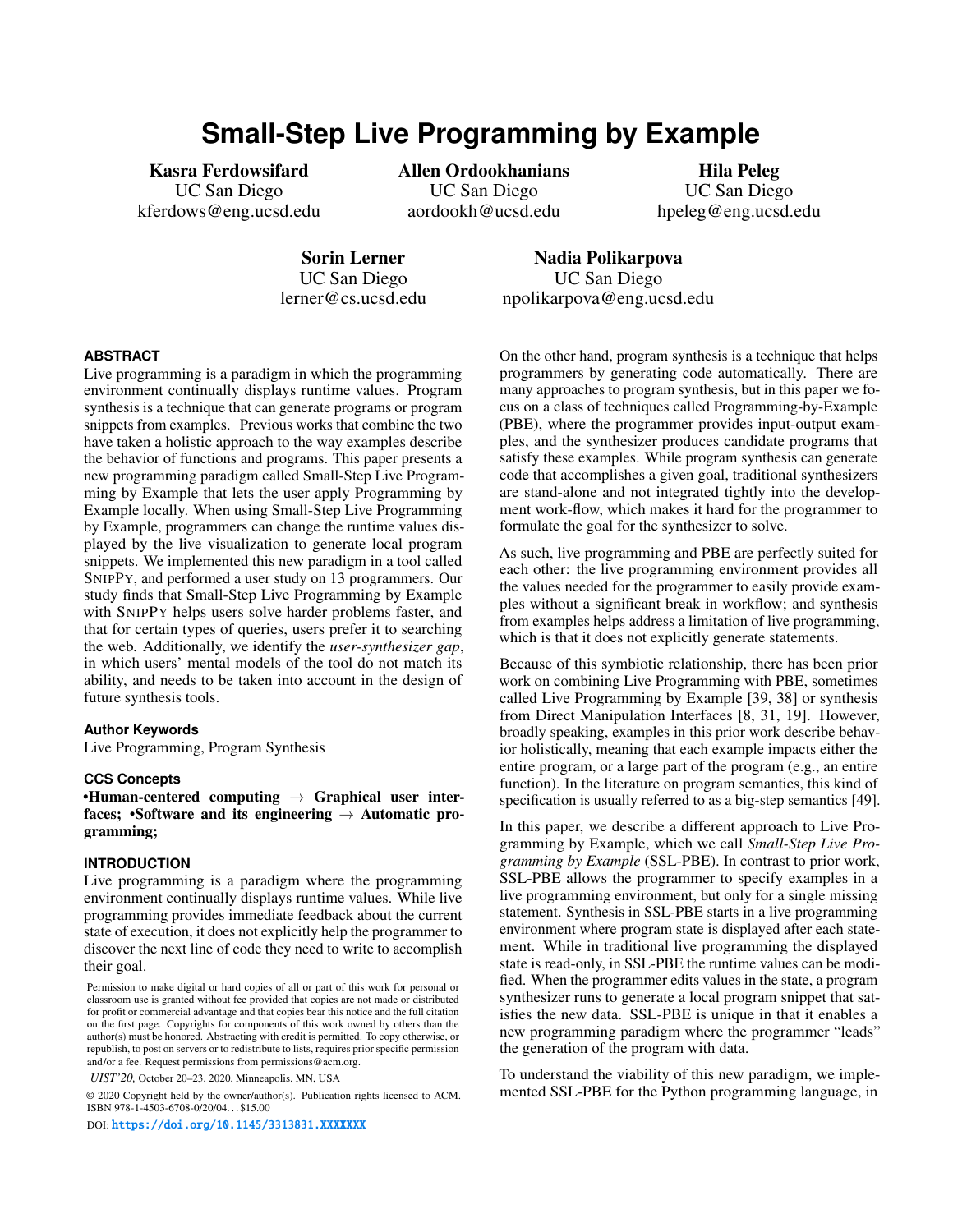# Small-Step Live Programming by Example

**Kasra Ferdowsifard**
UC San Diego
kferdows@eng.ucsd.edu

**Allen Ordookhanians**
UC San Diego
aordookh@ucsd.edu

**Hila Peleg**
UC San Diego
hpeleg@eng.ucsd.edu

**Sorin Lerner**
UC San Diego
lerner@cs.ucsd.edu

**Nadia Polikarpova**
UC San Diego
npolikarpova@eng.ucsd.edu

## ABSTRACT

Live programming is a paradigm in which the programming environment continually displays runtime values. Program synthesis is a technique that can generate programs or program snippets from examples. Previous works that combine the two have taken a holistic approach to the way examples describe the behavior of functions and programs. This paper presents a new programming paradigm called Small-Step Live Programming by Example that lets the user apply Programming by Example locally. When using Small-Step Live Programming by Example, programmers can change the runtime values displayed by the live visualization to generate local program snippets. We implemented this new paradigm in a tool called SNIPPY, and performed a user study on 13 programmers. Our study finds that Small-Step Live Programming by Example with SNIPPY helps users solve harder problems faster, and that for certain types of queries, users prefer it to searching the web. Additionally, we identify the *user-synthesizer gap*, in which users' mental models of the tool do not match its ability, and needs to be taken into account in the design of future synthesis tools.

### Author Keywords

Live Programming, Program Synthesis

### CCS Concepts

**•Human-centered computing → Graphical user interfaces; •Software and its engineering → Automatic programming;**

## INTRODUCTION

Live programming is a paradigm where the programming environment continually displays runtime values. While live programming provides immediate feedback about the current state of execution, it does not explicitly help the programmer to discover the next line of code they need to write to accomplish their goal.

Permission to make digital or hard copies of all or part of this work for personal or classroom use is granted without fee provided that copies are not made or distributed for profit or commercial advantage and that copies bear this notice and the full citation on the first page. Copyrights for components of this work owned by others than the author(s) must be honored. Abstracting with credit is permitted. To copy otherwise, or republish, to post on servers or to redistribute to lists, requires prior specific permission and/or a fee. Request permissions from permissions@acm.org.

*UIST'20,* October 20–23, 2020, Minneapolis, MN, USA

© 2020 Copyright held by the owner/author(s). Publication rights licensed to ACM. ISBN 978-1-4503-6708-0/20/04. . . $15.00

DOI: https://doi.org/10.1145/3313831.XXXXXXX

On the other hand, program synthesis is a technique that helps programmers by generating code automatically. There are many approaches to program synthesis, but in this paper we focus on a class of techniques called Programming-by-Example (PBE), where the programmer provides input-output examples, and the synthesizer produces candidate programs that satisfy these examples. While program synthesis can generate code that accomplishes a given goal, traditional synthesizers are stand-alone and not integrated tightly into the development work-flow, which makes it hard for the programmer to formulate the goal for the synthesizer to solve.

As such, live programming and PBE are perfectly suited for each other: the live programming environment provides all the values needed for the programmer to easily provide examples without a significant break in workflow; and synthesis from examples helps address a limitation of live programming, which is that it does not explicitly generate statements.

Because of this symbiotic relationship, there has been prior work on combining Live Programming with PBE, sometimes called Live Programming by Example [39, 38] or synthesis from Direct Manipulation Interfaces [8, 31, 19]. However, broadly speaking, examples in this prior work describe behavior holistically, meaning that each example impacts either the entire program, or a large part of the program (e.g., an entire function). In the literature on program semantics, this kind of specification is usually referred to as a big-step semantics [49].

In this paper, we describe a different approach to Live Programming by Example, which we call *Small-Step Live Programming by Example* (SSL-PBE). In contrast to prior work, SSL-PBE allows the programmer to specify examples in a live programming environment, but only for a single missing statement. Synthesis in SSL-PBE starts in a live programming environment where program state is displayed after each statement. While in traditional live programming the displayed state is read-only, in SSL-PBE the runtime values can be modified. When the programmer edits values in the state, a program synthesizer runs to generate a local program snippet that satisfies the new data. SSL-PBE is unique in that it enables a new programming paradigm where the programmer "leads" the generation of the program with data.

To understand the viability of this new paradigm, we implemented SSL-PBE for the Python programming language, in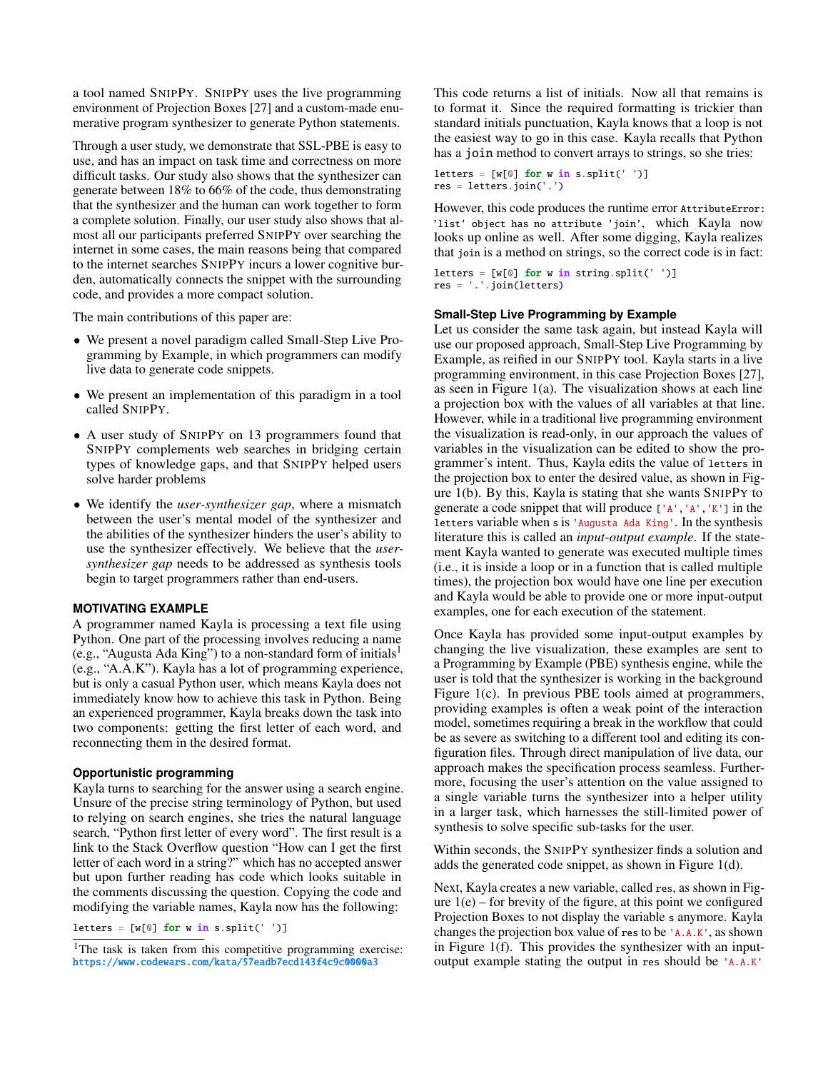a tool named SNIPPY. SNIPPY uses the live programming environment of Projection Boxes [27] and a custom-made enumerative program synthesizer to generate Python statements.

Through a user study, we demonstrate that SSL-PBE is easy to use, and has an impact on task time and correctness on more difficult tasks. Our study also shows that the synthesizer can generate between 18% to 66% of the code, thus demonstrating that the synthesizer and the human can work together to form a complete solution. Finally, our user study also shows that almost all our participants preferred SNIPPY over searching the internet in some cases, the main reasons being that compared to the internet searches SNIPPY incurs a lower cognitive burden, automatically connects the snippet with the surrounding code, and provides a more compact solution.

The main contributions of this paper are:

- We present a novel paradigm called Small-Step Live Programming by Example, in which programmers can modify live data to generate code snippets.
- We present an implementation of this paradigm in a tool called SNIPPY.
- A user study of SNIPPY on 13 programmers found that SNIPPY complements web searches in bridging certain types of knowledge gaps, and that SNIPPY helped users solve harder problems
- We identify the *user-synthesizer gap*, where a mismatch between the user's mental model of the synthesizer and the abilities of the synthesizer hinders the user's ability to use the synthesizer effectively. We believe that the *user-synthesizer gap* needs to be addressed as synthesis tools begin to target programmers rather than end-users.

## MOTIVATING EXAMPLE

A programmer named Kayla is processing a text file using Python. One part of the processing involves reducing a name (e.g., "Augusta Ada King") to a non-standard form of initials[1] (e.g., "A.A.K"). Kayla has a lot of programming experience, but is only a casual Python user, which means Kayla does not immediately know how to achieve this task in Python. Being an experienced programmer, Kayla breaks down the task into two components: getting the first letter of each word, and reconnecting them in the desired format.

### Opportunistic programming

Kayla turns to searching for the answer using a search engine. Unsure of the precise string terminology of Python, but used to relying on search engines, she tries the natural language search, "Python first letter of every word". The first result is a link to the Stack Overflow question "How can I get the first letter of each word in a string?" which has no accepted answer but upon further reading has code which looks suitable in the comments discussing the question. Copying the code and modifying the variable names, Kayla now has the following:

```
letters = [w[0] for w in s.split(' ')]
```

[1]The task is taken from this competitive programming exercise: https://www.codewars.com/kata/57eadb7ecd143f4c9c0000a3

This code returns a list of initials. Now all that remains is to format it. Since the required formatting is trickier than standard initials punctuation, Kayla knows that a loop is not the easiest way to go in this case. Kayla recalls that Python has a `join` method to convert arrays to strings, so she tries:

```
letters = [w[0] for w in s.split(' ')]
res = letters.join('.')
```

However, this code produces the runtime error `AttributeError: 'list' object has no attribute 'join'`, which Kayla now looks up online as well. After some digging, Kayla realizes that `join` is a method on strings, so the correct code is in fact:

```
letters = [w[0] for w in string.split(' ')]
res = '.'.join(letters)
```

### Small-Step Live Programming by Example

Let us consider the same task again, but instead Kayla will use our proposed approach, Small-Step Live Programming by Example, as reified in our SNIPPY tool. Kayla starts in a live programming environment, in this case Projection Boxes [27], as seen in Figure 1(a). The visualization shows at each line a projection box with the values of all variables at that line. However, while in a traditional live programming environment the visualization is read-only, in our approach the values of variables in the visualization can be edited to show the programmer's intent. Thus, Kayla edits the value of `letters` in the projection box to enter the desired value, as shown in Figure 1(b). By this, Kayla is stating that she wants SNIPPY to generate a code snippet that will produce `['A','A','K']` in the `letters` variable when `s` is `'Augusta Ada King'`. In the synthesis literature this is called an *input-output example*. If the statement Kayla wanted to generate was executed multiple times (i.e., it is inside a loop or in a function that is called multiple times), the projection box would have one line per execution and Kayla would be able to provide one or more input-output examples, one for each execution of the statement.

Once Kayla has provided some input-output examples by changing the live visualization, these examples are sent to a Programming by Example (PBE) synthesis engine, while the user is told that the synthesizer is working in the background Figure 1(c). In previous PBE tools aimed at programmers, providing examples is often a weak point of the interaction model, sometimes requiring a break in the workflow that could be as severe as switching to a different tool and editing its configuration files. Through direct manipulation of live data, our approach makes the specification process seamless. Furthermore, focusing the user's attention on the value assigned to a single variable turns the synthesizer into a helper utility in a larger task, which harnesses the still-limited power of synthesis to solve specific sub-tasks for the user.

Within seconds, the SNIPPY synthesizer finds a solution and adds the generated code snippet, as shown in Figure 1(d).

Next, Kayla creates a new variable, called `res`, as shown in Figure 1(e) – for brevity of the figure, at this point we configured Projection Boxes to not display the variable `s` anymore. Kayla changes the projection box value of `res` to be `'A.A.K'`, as shown in Figure 1(f). This provides the synthesizer with an input-output example stating the output in `res` should be `'A.A.K'`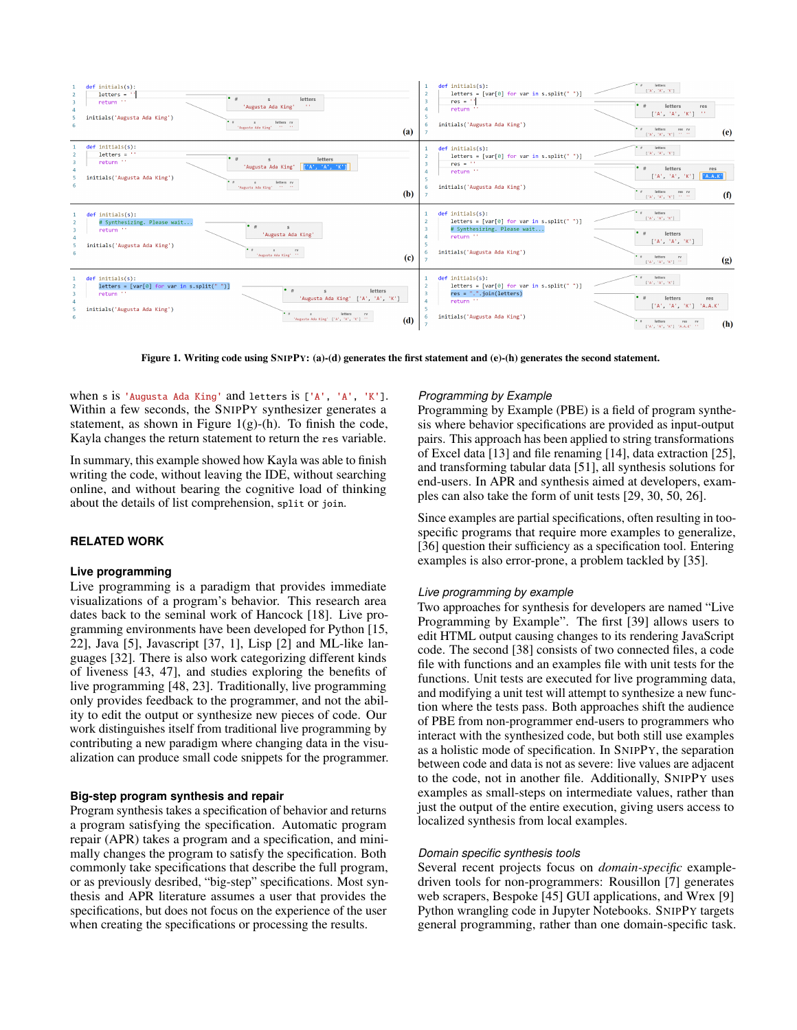**Figure 1. Writing code using SNIPPY: (a)-(d) generates the first statement and (e)-(h) generates the second statement.**

when `s` is `'Augusta Ada King'` and `letters` is `['A', 'A', 'K']`. Within a few seconds, the SNIPPY synthesizer generates a statement, as shown in Figure 1(g)-(h). To finish the code, Kayla changes the return statement to return the `res` variable.

In summary, this example showed how Kayla was able to finish writing the code, without leaving the IDE, without searching online, and without bearing the cognitive load of thinking about the details of list comprehension, `split` or `join`.

## RELATED WORK

### Live programming

Live programming is a paradigm that provides immediate visualizations of a program's behavior. This research area dates back to the seminal work of Hancock [18]. Live programming environments have been developed for Python [15, 22], Java [5], Javascript [37, 1], Lisp [2] and ML-like languages [32]. There is also work categorizing different kinds of liveness [43, 47], and studies exploring the benefits of live programming [48, 23]. Traditionally, live programming only provides feedback to the programmer, and not the ability to edit the output or synthesize new pieces of code. Our work distinguishes itself from traditional live programming by contributing a new paradigm where changing data in the visualization can produce small code snippets for the programmer.

### Big-step program synthesis and repair

Program synthesis takes a specification of behavior and returns a program satisfying the specification. Automatic program repair (APR) takes a program and a specification, and minimally changes the program to satisfy the specification. Both commonly take specifications that describe the full program, or as previously desribed, "big-step" specifications. Most synthesis and APR literature assumes a user that provides the specifications, but does not focus on the experience of the user when creating the specifications or processing the results.

#### *Programming by Example*

Programming by Example (PBE) is a field of program synthesis where behavior specifications are provided as input-output pairs. This approach has been applied to string transformations of Excel data [13] and file renaming [14], data extraction [25], and transforming tabular data [51], all synthesis solutions for end-users. In APR and synthesis aimed at developers, examples can also take the form of unit tests [29, 30, 50, 26].

Since examples are partial specifications, often resulting in too-specific programs that require more examples to generalize, [36] question their sufficiency as a specification tool. Entering examples is also error-prone, a problem tackled by [35].

#### *Live programming by example*

Two approaches for synthesis for developers are named "Live Programming by Example". The first [39] allows users to edit HTML output causing changes to its rendering JavaScript code. The second [38] consists of two connected files, a code file with functions and an examples file with unit tests for the functions. Unit tests are executed for live programming data, and modifying a unit test will attempt to synthesize a new function where the tests pass. Both approaches shift the audience of PBE from non-programmer end-users to programmers who interact with the synthesized code, but both still use examples as a holistic mode of specification. In SNIPPY, the separation between code and data is not as severe: live values are adjacent to the code, not in another file. Additionally, SNIPPY uses examples as small-steps on intermediate values, rather than just the output of the entire execution, giving users access to localized synthesis from local examples.

#### *Domain specific synthesis tools*

Several recent projects focus on *domain-specific* example-driven tools for non-programmers: Rousillon [7] generates web scrapers, Bespoke [45] GUI applications, and Wrex [9] Python wrangling code in Jupyter Notebooks. SNIPPY targets general programming, rather than one domain-specific task.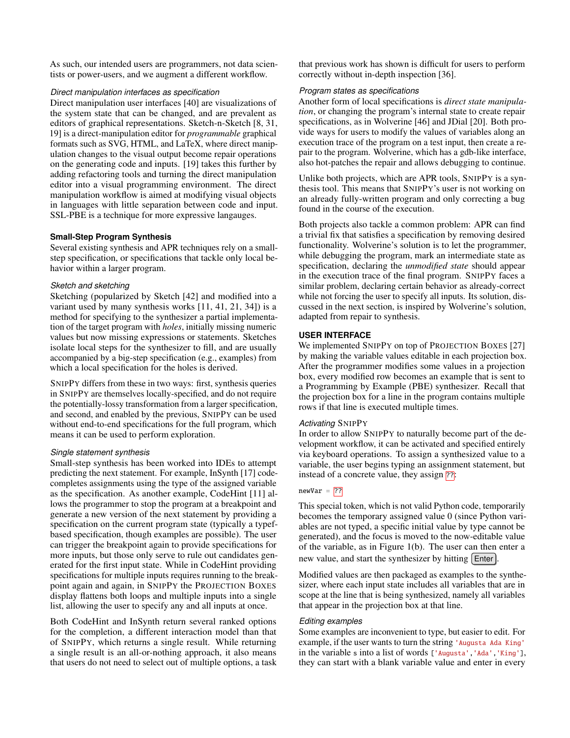As such, our intended users are programmers, not data scientists or power-users, and we augment a different workflow.

#### *Direct manipulation interfaces as specification*

Direct manipulation user interfaces [40] are visualizations of the system state that can be changed, and are prevalent as editors of graphical representations. Sketch-n-Sketch [8, 31, 19] is a direct-manipulation editor for *programmable* graphical formats such as SVG, HTML, and LaTeX, where direct manipulation changes to the visual output become repair operations on the generating code and inputs. [19] takes this further by adding refactoring tools and turning the direct manipulation editor into a visual programming environment. The direct manipulation workflow is aimed at modifying visual objects in languages with little separation between code and input. SSL-PBE is a technique for more expressive langauges.

### Small-Step Program Synthesis

Several existing synthesis and APR techniques rely on a small-step specification, or specifications that tackle only local behavior within a larger program.

#### *Sketch and sketching*

Sketching (popularized by Sketch [42] and modified into a variant used by many synthesis works [11, 41, 21, 34]) is a method for specifying to the synthesizer a partial implementation of the target program with *holes*, initially missing numeric values but now missing expressions or statements. Sketches isolate local steps for the synthesizer to fill, and are usually accompanied by a big-step specification (e.g., examples) from which a local specification for the holes is derived.

SnipPy differs from these in two ways: first, synthesis queries in SnipPy are themselves locally-specified, and do not require the potentially-lossy transformation from a larger specification, and second, and enabled by the previous, SnipPy can be used without end-to-end specifications for the full program, which means it can be used to perform exploration.

#### *Single statement synthesis*

Small-step synthesis has been worked into IDEs to attempt predicting the next statement. For example, InSynth [17] code-completes assignments using the type of the assigned variable as the specification. As another example, CodeHint [11] allows the programmer to stop the program at a breakpoint and generate a new version of the next statement by providing a specification on the current program state (typically a typef-based specification, though examples are possible). The user can trigger the breakpoint again to provide specifications for more inputs, but those only serve to rule out candidates generated for the first input state. While in CodeHint providing specifications for multiple inputs requires running to the breakpoint again and again, in SnipPy the Projection Boxes display flattens both loops and multiple inputs into a single list, allowing the user to specify any and all inputs at once.

Both CodeHint and InSynth return several ranked options for the completion, a different interaction model than that of SnipPy, which returns a single result. While returning a single result is an all-or-nothing approach, it also means that users do not need to select out of multiple options, a task that previous work has shown is difficult for users to perform correctly without in-depth inspection [36].

#### *Program states as specifications*

Another form of local specifications is *direct state manipulation*, or changing the program's internal state to create repair specifications, as in Wolverine [46] and JDial [20]. Both provide ways for users to modify the values of variables along an execution trace of the program on a test input, then create a repair to the program. Wolverine, which has a gdb-like interface, also hot-patches the repair and allows debugging to continue.

Unlike both projects, which are APR tools, SnipPy is a synthesis tool. This means that SnipPy's user is not working on an already fully-written program and only correcting a bug found in the course of the execution.

Both projects also tackle a common problem: APR can find a trivial fix that satisfies a specification by removing desired functionality. Wolverine's solution is to let the programmer, while debugging the program, mark an intermediate state as specification, declaring the *unmodified state* should appear in the execution trace of the final program. SnipPy faces a similar problem, declaring certain behavior as already-correct while not forcing the user to specify all inputs. Its solution, discussed in the next section, is inspired by Wolverine's solution, adapted from repair to synthesis.

### USER INTERFACE

We implemented SnipPy on top of Projection Boxes [27] by making the variable values editable in each projection box. After the programmer modifies some values in a projection box, every modified row becomes an example that is sent to a Programming by Example (PBE) synthesizer. Recall that the projection box for a line in the program contains multiple rows if that line is executed multiple times.

#### *Activating SnipPy*

In order to allow SnipPy to naturally become part of the development workflow, it can be activated and specified entirely via keyboard operations. To assign a synthesized value to a variable, the user begins typing an assignment statement, but instead of a concrete value, they assign ??:

```
newVar = ??
```

This special token, which is not valid Python code, temporarily becomes the temporary assigned value 0 (since Python variables are not typed, a specific initial value by type cannot be generated), and the focus is moved to the now-editable value of the variable, as in Figure 1(b). The user can then enter a new value, and start the synthesizer by hitting Enter.

Modified values are then packaged as examples to the synthesizer, where each input state includes all variables that are in scope at the line that is being synthesized, namely all variables that appear in the projection box at that line.

#### *Editing examples*

Some examples are inconvenient to type, but easier to edit. For example, if the user wants to turn the string `'Augusta Ada King'` in the variable `s` into a list of words `['Augusta','Ada','King']`, they can start with a blank variable value and enter in every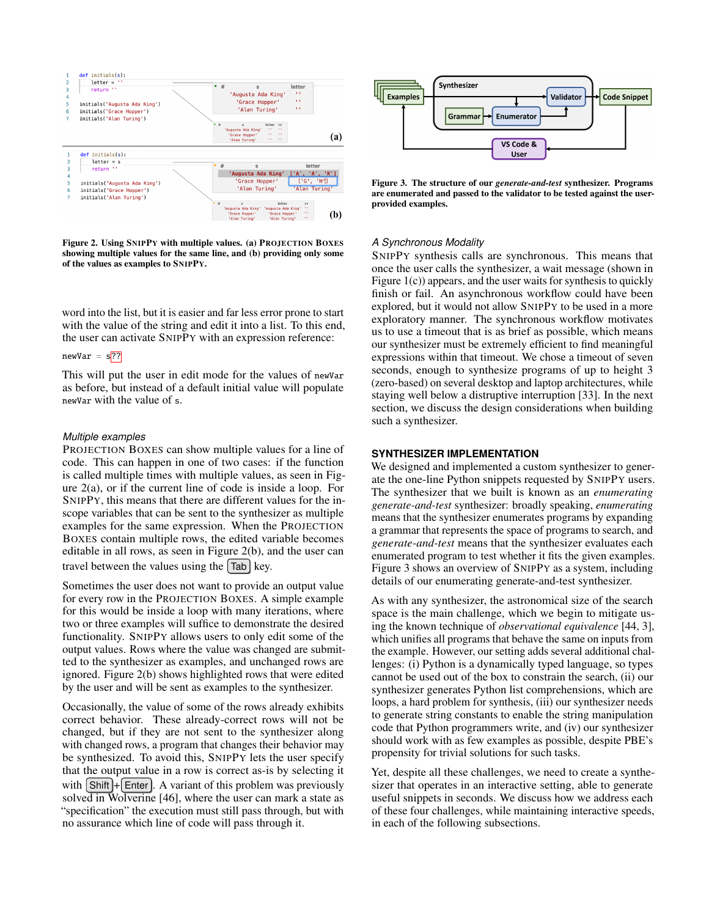**Figure 2. Using SNIPPY with multiple values. (a) PROJECTION BOXES showing multiple values for the same line, and (b) providing only some of the values as examples to SNIPPY.**

word into the list, but it is easier and far less error prone to start with the value of the string and edit it into a list. To this end, the user can activate SNIPPY with an expression reference:

```
newVar = s??
```

This will put the user in edit mode for the values of `newVar` as before, but instead of a default initial value will populate `newVar` with the value of `s`.

### *Multiple examples*

PROJECTION BOXES can show multiple values for a line of code. This can happen in one of two cases: if the function is called multiple times with multiple values, as seen in Figure 2(a), or if the current line of code is inside a loop. For SNIPPY, this means that there are different values for the in-scope variables that can be sent to the synthesizer as multiple examples for the same expression. When the PROJECTION BOXES contain multiple rows, the edited variable becomes editable in all rows, as seen in Figure 2(b), and the user can travel between the values using the Tab key.

Sometimes the user does not want to provide an output value for every row in the PROJECTION BOXES. A simple example for this would be inside a loop with many iterations, where two or three examples will suffice to demonstrate the desired functionality. SNIPPY allows users to only edit some of the output values. Rows where the value was changed are submitted to the synthesizer as examples, and unchanged rows are ignored. Figure 2(b) shows highlighted rows that were edited by the user and will be sent as examples to the synthesizer.

Occasionally, the value of some of the rows already exhibits correct behavior. These already-correct rows will not be changed, but if they are not sent to the synthesizer along with changed rows, a program that changes their behavior may be synthesized. To avoid this, SNIPPY lets the user specify that the output value in a row is correct as-is by selecting it with Shift+Enter. A variant of this problem was previously solved in Wolverine [46], where the user can mark a state as "specification" the execution must still pass through, but with no assurance which line of code will pass through it.

**Figure 3. The structure of our *generate-and-test* synthesizer. Programs are enumerated and passed to the validator to be tested against the user-provided examples.**

### *A Synchronous Modality*

SNIPPY synthesis calls are synchronous. This means that once the user calls the synthesizer, a wait message (shown in Figure 1(c)) appears, and the user waits for synthesis to quickly finish or fail. An asynchronous workflow could have been explored, but it would not allow SNIPPY to be used in a more exploratory manner. The synchronous workflow motivates us to use a timeout that is as brief as possible, which means our synthesizer must be extremely efficient to find meaningful expressions within that timeout. We chose a timeout of seven seconds, enough to synthesize programs of up to height 3 (zero-based) on several desktop and laptop architectures, while staying well below a distruptive interruption [33]. In the next section, we discuss the design considerations when building such a synthesizer.

## SYNTHESIZER IMPLEMENTATION

We designed and implemented a custom synthesizer to generate the one-line Python snippets requested by SNIPPY users. The synthesizer that we built is known as an *enumerating generate-and-test* synthesizer: broadly speaking, *enumerating* means that the synthesizer enumerates programs by expanding a grammar that represents the space of programs to search, and *generate-and-test* means that the synthesizer evaluates each enumerated program to test whether it fits the given examples. Figure 3 shows an overview of SNIPPY as a system, including details of our enumerating generate-and-test synthesizer.

As with any synthesizer, the astronomical size of the search space is the main challenge, which we begin to mitigate using the known technique of *observational equivalence* [44, 3], which unifies all programs that behave the same on inputs from the example. However, our setting adds several additional challenges: (i) Python is a dynamically typed language, so types cannot be used out of the box to constrain the search, (ii) our synthesizer generates Python list comprehensions, which are loops, a hard problem for synthesis, (iii) our synthesizer needs to generate string constants to enable the string manipulation code that Python programmers write, and (iv) our synthesizer should work with as few examples as possible, despite PBE's propensity for trivial solutions for such tasks.

Yet, despite all these challenges, we need to create a synthesizer that operates in an interactive setting, able to generate useful snippets in seconds. We discuss how we address each of these four challenges, while maintaining interactive speeds, in each of the following subsections.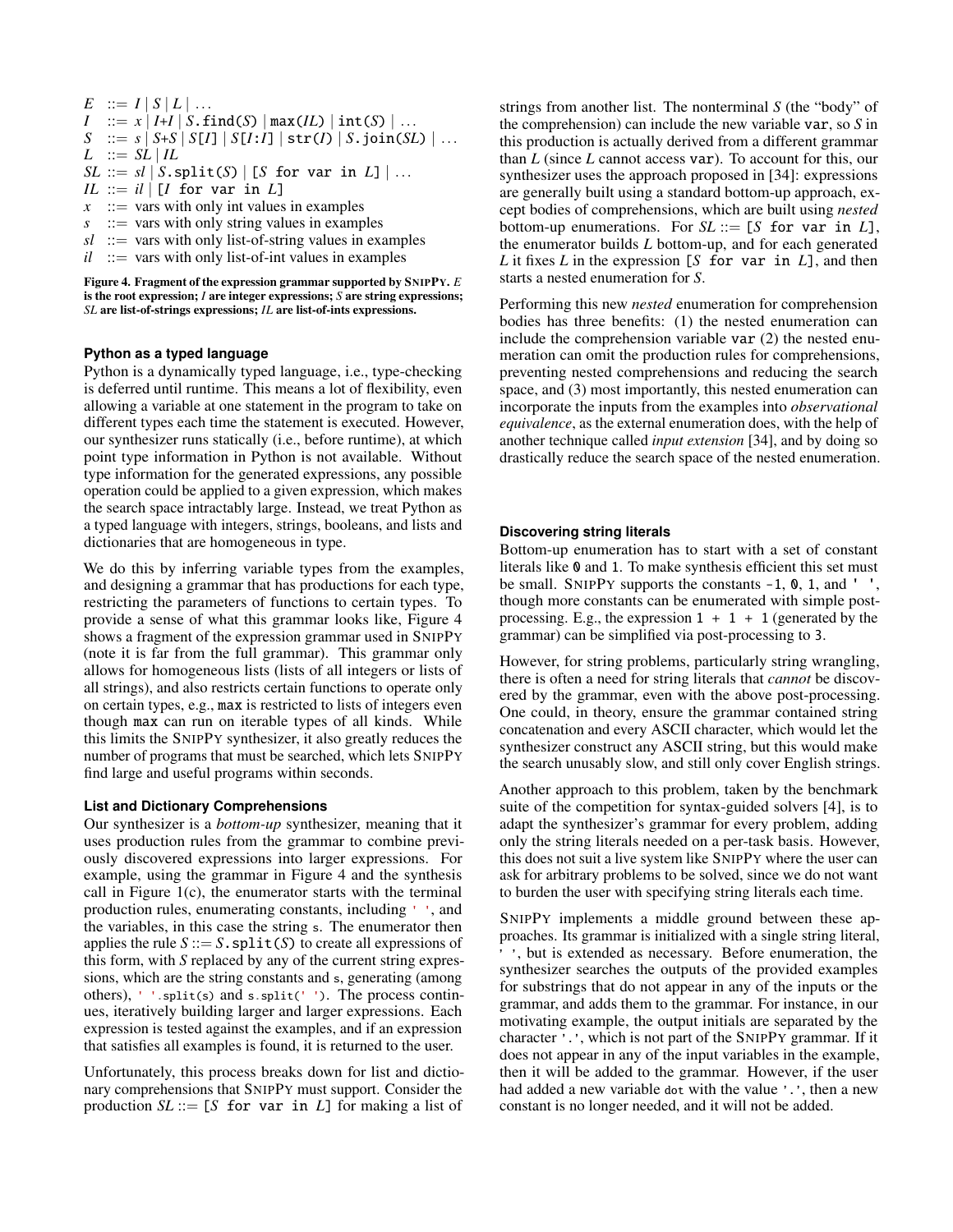$$
\begin{array}{lcl}
E & ::= & I \mid S \mid L \mid \ldots \\
I & ::= & x \mid I{+}I \mid S.\texttt{find}(S) \mid \texttt{max}(IL) \mid \texttt{int}(S) \mid \ldots \\
S & ::= & s \mid S{+}S \mid S[I] \mid S[I{:}I] \mid \texttt{str}(I) \mid S.\texttt{join}(SL) \mid \ldots \\
L & ::= & SL \mid IL \\
SL & ::= & sl \mid S.\texttt{split}(S) \mid [S \texttt{ for var in } L] \mid \ldots \\
IL & ::= & il \mid [I \texttt{ for var in } L] \\
x & ::= & \text{vars with only int values in examples} \\
s & ::= & \text{vars with only string values in examples} \\
sl & ::= & \text{vars with only list-of-string values in examples} \\
il & ::= & \text{vars with only list-of-int values in examples}
\end{array}
$$

**Figure 4. Fragment of the expression grammar supported by SNIPPY. $E$ is the root expression; $I$ are integer expressions; $S$ are string expressions; $SL$ are list-of-strings expressions; $IL$ are list-of-ints expressions.**

### Python as a typed language

Python is a dynamically typed language, i.e., type-checking is deferred until runtime. This means a lot of flexibility, even allowing a variable at one statement in the program to take on different types each time the statement is executed. However, our synthesizer runs statically (i.e., before runtime), at which point type information in Python is not available. Without type information for the generated expressions, any possible operation could be applied to a given expression, which makes the search space intractably large. Instead, we treat Python as a typed language with integers, strings, booleans, and lists and dictionaries that are homogeneous in type.

We do this by inferring variable types from the examples, and designing a grammar that has productions for each type, restricting the parameters of functions to certain types. To provide a sense of what this grammar looks like, Figure 4 shows a fragment of the expression grammar used in SNIPPY (note it is far from the full grammar). This grammar only allows for homogeneous lists (lists of all integers or lists of all strings), and also restricts certain functions to operate only on certain types, e.g., `max` is restricted to lists of integers even though `max` can run on iterable types of all kinds. While this limits the SNIPPY synthesizer, it also greatly reduces the number of programs that must be searched, which lets SNIPPY find large and useful programs within seconds.

### List and Dictionary Comprehensions

Our synthesizer is a *bottom-up* synthesizer, meaning that it uses production rules from the grammar to combine previously discovered expressions into larger expressions. For example, using the grammar in Figure 4 and the synthesis call in Figure 1(c), the enumerator starts with the terminal production rules, enumerating constants, including `' '`, and the variables, in this case the string `s`. The enumerator then applies the rule $S ::= S.\texttt{split}(S)$ to create all expressions of this form, with $S$ replaced by any of the current string expressions, which are the string constants and `s`, generating (among others), `' '.split(s)` and `s.split(' ')`. The process continues, iteratively building larger and larger expressions. Each expression is tested against the examples, and if an expression that satisfies all examples is found, it is returned to the user.

Unfortunately, this process breaks down for list and dictionary comprehensions that SNIPPY must support. Consider the production $SL ::= [S$ `for var in` $L]$ for making a list of strings from another list. The nonterminal $S$ (the "body" of the comprehension) can include the new variable `var`, so $S$ in this production is actually derived from a different grammar than $L$ (since $L$ cannot access `var`). To account for this, our synthesizer uses the approach proposed in [34]: expressions are generally built using a standard bottom-up approach, except bodies of comprehensions, which are built using *nested* bottom-up enumerations. For $SL ::= [S$ `for var in` $L]$, the enumerator builds $L$ bottom-up, and for each generated $L$ it fixes $L$ in the expression $[S$ `for var in` $L]$, and then starts a nested enumeration for $S$.

Performing this new *nested* enumeration for comprehension bodies has three benefits: (1) the nested enumeration can include the comprehension variable `var` (2) the nested enumeration can omit the production rules for comprehensions, preventing nested comprehensions and reducing the search space, and (3) most importantly, this nested enumeration can incorporate the inputs from the examples into *observational equivalence*, as the external enumeration does, with the help of another technique called *input extension* [34], and by doing so drastically reduce the search space of the nested enumeration.

### Discovering string literals

Bottom-up enumeration has to start with a set of constant literals like `0` and `1`. To make synthesis efficient this set must be small. SNIPPY supports the constants `-1`, `0`, `1`, and `' '`, though more constants can be enumerated with simple post-processing. E.g., the expression `1 + 1 + 1` (generated by the grammar) can be simplified via post-processing to `3`.

However, for string problems, particularly string wrangling, there is often a need for string literals that *cannot* be discovered by the grammar, even with the above post-processing. One could, in theory, ensure the grammar contained string concatenation and every ASCII character, which would let the synthesizer construct any ASCII string, but this would make the search unusably slow, and still only cover English strings.

Another approach to this problem, taken by the benchmark suite of the competition for syntax-guided solvers [4], is to adapt the synthesizer's grammar for every problem, adding only the string literals needed on a per-task basis. However, this does not suit a live system like SNIPPY where the user can ask for arbitrary problems to be solved, since we do not want to burden the user with specifying string literals each time.

SNIPPY implements a middle ground between these approaches. Its grammar is initialized with a single string literal, `' '`, but is extended as necessary. Before enumeration, the synthesizer searches the outputs of the provided examples for substrings that do not appear in any of the inputs or the grammar, and adds them to the grammar. For instance, in our motivating example, the output initials are separated by the character `'.'`, which is not part of the SNIPPY grammar. If it does not appear in any of the input variables in the example, then it will be added to the grammar. However, if the user had added a new variable `dot` with the value `'.'`, then a new constant is no longer needed, and it will not be added.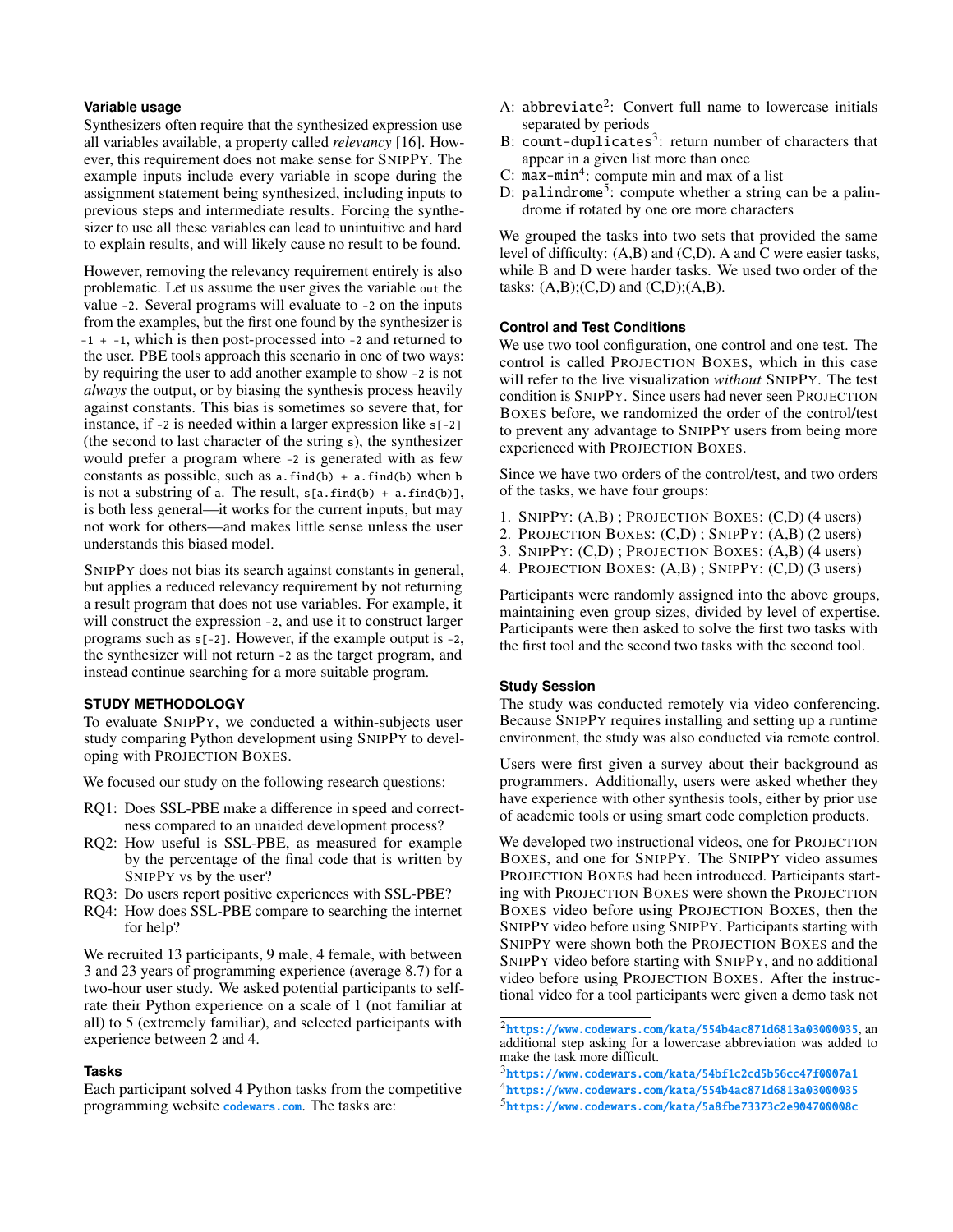### Variable usage

Synthesizers often require that the synthesized expression use all variables available, a property called *relevancy* [16]. However, this requirement does not make sense for SnipPy. The example inputs include every variable in scope during the assignment statement being synthesized, including inputs to previous steps and intermediate results. Forcing the synthesizer to use all these variables can lead to unintuitive and hard to explain results, and will likely cause no result to be found.

However, removing the relevancy requirement entirely is also problematic. Let us assume the user gives the variable `out` the value `-2`. Several programs will evaluate to `-2` on the inputs from the examples, but the first one found by the synthesizer is `-1 + -1`, which is then post-processed into `-2` and returned to the user. PBE tools approach this scenario in one of two ways: by requiring the user to add another example to show `-2` is not *always* the output, or by biasing the synthesis process heavily against constants. This bias is sometimes so severe that, for instance, if `-2` is needed within a larger expression like `s[-2]` (the second to last character of the string `s`), the synthesizer would prefer a program where `-2` is generated with as few constants as possible, such as `a.find(b) + a.find(b)` when `b` is not a substring of `a`. The result, `s[a.find(b) + a.find(b)]`, is both less general—it works for the current inputs, but may not work for others—and makes little sense unless the user understands this biased model.

SnipPy does not bias its search against constants in general, but applies a reduced relevancy requirement by not returning a result program that does not use variables. For example, it will construct the expression `-2`, and use it to construct larger programs such as `s[-2]`. However, if the example output is `-2`, the synthesizer will not return `-2` as the target program, and instead continue searching for a more suitable program.

## STUDY METHODOLOGY

To evaluate SnipPy, we conducted a within-subjects user study comparing Python development using SnipPy to developing with Projection Boxes.

We focused our study on the following research questions:

- RQ1: Does SSL-PBE make a difference in speed and correctness compared to an unaided development process?
- RQ2: How useful is SSL-PBE, as measured for example by the percentage of the final code that is written by SnipPy vs by the user?
- RQ3: Do users report positive experiences with SSL-PBE?
- RQ4: How does SSL-PBE compare to searching the internet for help?

We recruited 13 participants, 9 male, 4 female, with between 3 and 23 years of programming experience (average 8.7) for a two-hour user study. We asked potential participants to self-rate their Python experience on a scale of 1 (not familiar at all) to 5 (extremely familiar), and selected participants with experience between 2 and 4.

### Tasks

Each participant solved 4 Python tasks from the competitive programming website `codewars.com`. The tasks are:

- A: `abbreviate`[2]: Convert full name to lowercase initials separated by periods
- B: `count-duplicates`[3]: return number of characters that appear in a given list more than once
- C: `max-min`[4]: compute min and max of a list
- D: `palindrome`[5]: compute whether a string can be a palindrome if rotated by one ore more characters

We grouped the tasks into two sets that provided the same level of difficulty: (A,B) and (C,D). A and C were easier tasks, while B and D were harder tasks. We used two order of the tasks: (A,B);(C,D) and (C,D);(A,B).

### Control and Test Conditions

We use two tool configuration, one control and one test. The control is called Projection Boxes, which in this case will refer to the live visualization *without* SnipPy. The test condition is SnipPy. Since users had never seen Projection Boxes before, we randomized the order of the control/test to prevent any advantage to SnipPy users from being more experienced with Projection Boxes.

Since we have two orders of the control/test, and two orders of the tasks, we have four groups:

1. SnipPy: (A,B) ; Projection Boxes: (C,D) (4 users)
2. Projection Boxes: (C,D) ; SnipPy: (A,B) (2 users)
3. SnipPy: (C,D) ; Projection Boxes: (A,B) (4 users)
4. Projection Boxes: (A,B) ; SnipPy: (C,D) (3 users)

Participants were randomly assigned into the above groups, maintaining even group sizes, divided by level of expertise. Participants were then asked to solve the first two tasks with the first tool and the second two tasks with the second tool.

### Study Session

The study was conducted remotely via video conferencing. Because SnipPy requires installing and setting up a runtime environment, the study was also conducted via remote control.

Users were first given a survey about their background as programmers. Additionally, users were asked whether they have experience with other synthesis tools, either by prior use of academic tools or using smart code completion products.

We developed two instructional videos, one for Projection Boxes, and one for SnipPy. The SnipPy video assumes Projection Boxes had been introduced. Participants starting with Projection Boxes were shown the Projection Boxes video before using Projection Boxes, then the SnipPy video before using SnipPy. Participants starting with SnipPy were shown both the Projection Boxes and the SnipPy video before starting with SnipPy, and no additional video before using Projection Boxes. After the instructional video for a tool participants were given a demo task not

[2] https://www.codewars.com/kata/554b4ac871d6813a03000035, an additional step asking for a lowercase abbreviation was added to make the task more difficult.

[3] https://www.codewars.com/kata/54bf1c2cd5b56cc47f0007a1

[4] https://www.codewars.com/kata/554b4ac871d6813a03000035

[5] https://www.codewars.com/kata/5a8fbe73373c2e904700008c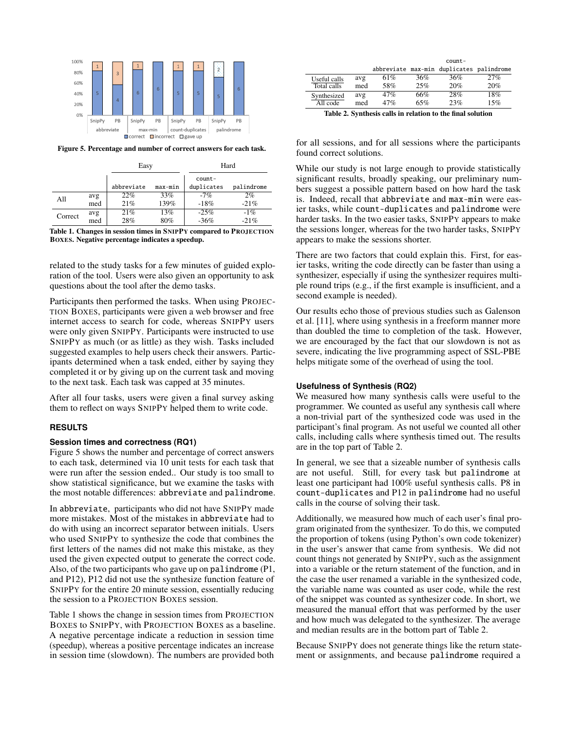Figure 5. Percentage and number of correct answers for each task.

| | | Easy | | Hard | |
|---|---|---|---|---|---|
| | | abbreviate | max-min | count-duplicates | palindrome |
| All | avg | 22% | 33% | -7% | 2% |
| | med | 21% | 139% | -18% | -21% |
| Correct | avg | 21% | 13% | -25% | -1% |
| | med | 28% | 80% | -36% | -21% |

Table 1. Changes in session times in SNIPPY compared to PROJECTION BOXES. Negative percentage indicates a speedup.

related to the study tasks for a few minutes of guided exploration of the tool. Users were also given an opportunity to ask questions about the tool after the demo tasks.

Participants then performed the tasks. When using PROJECTION BOXES, participants were given a web browser and free internet access to search for code, whereas SNIPPY users were only given SNIPPY. Participants were instructed to use SNIPPY as much (or as little) as they wish. Tasks included suggested examples to help users check their answers. Participants determined when a task ended, either by saying they completed it or by giving up on the current task and moving to the next task. Each task was capped at 35 minutes.

After all four tasks, users were given a final survey asking them to reflect on ways SNIPPY helped them to write code.

## RESULTS

### Session times and correctness (RQ1)

Figure 5 shows the number and percentage of correct answers to each task, determined via 10 unit tests for each task that were run after the session ended.. Our study is too small to show statistical significance, but we examine the tasks with the most notable differences: abbreviate and palindrome.

In abbreviate, participants who did not have SNIPPY made more mistakes. Most of the mistakes in abbreviate had to do with using an incorrect separator between initials. Users who used SNIPPY to synthesize the code that combines the first letters of the names did not make this mistake, as they used the given expected output to generate the correct code. Also, of the two participants who gave up on palindrome (P1, and P12), P12 did not use the synthesize function feature of SNIPPY for the entire 20 minute session, essentially reducing the session to a PROJECTION BOXES session.

Table 1 shows the change in session times from PROJECTION BOXES to SNIPPY, with PROJECTION BOXES as a baseline. A negative percentage indicate a reduction in session time (speedup), whereas a positive percentage indicates an increase in session time (slowdown). The numbers are provided both

| | | abbreviate | max-min | count-duplicates | palindrome |
|---|---|---|---|---|---|
| Useful calls / Total calls | avg | 61% | 36% | 36% | 27% |
| | med | 58% | 25% | 20% | 20% |
| Synthesized / All code | avg | 47% | 66% | 28% | 18% |
| | med | 47% | 65% | 23% | 15% |

Table 2. Synthesis calls in relation to the final solution

for all sessions, and for all sessions where the participants found correct solutions.

While our study is not large enough to provide statistically significant results, broadly speaking, our preliminary numbers suggest a possible pattern based on how hard the task is. Indeed, recall that abbreviate and max-min were easier tasks, while count-duplicates and palindrome were harder tasks. In the two easier tasks, SNIPPY appears to make the sessions longer, whereas for the two harder tasks, SNIPPY appears to make the sessions shorter.

There are two factors that could explain this. First, for easier tasks, writing the code directly can be faster than using a synthesizer, especially if using the synthesizer requires multiple round trips (e.g., if the first example is insufficient, and a second example is needed).

Our results echo those of previous studies such as Galenson et al. [11], where using synthesis in a freeform manner more than doubled the time to completion of the task. However, we are encouraged by the fact that our slowdown is not as severe, indicating the live programming aspect of SSL-PBE helps mitigate some of the overhead of using the tool.

### Usefulness of Synthesis (RQ2)

We measured how many synthesis calls were useful to the programmer. We counted as useful any synthesis call where a non-trivial part of the synthesized code was used in the participant's final program. As not useful we counted all other calls, including calls where synthesis timed out. The results are in the top part of Table 2.

In general, we see that a sizeable number of synthesis calls are not useful. Still, for every task but palindrome at least one participant had 100% useful synthesis calls. P8 in count-duplicates and P12 in palindrome had no useful calls in the course of solving their task.

Additionally, we measured how much of each user's final program originated from the synthesizer. To do this, we computed the proportion of tokens (using Python's own code tokenizer) in the user's answer that came from synthesis. We did not count things not generated by SNIPPY, such as the assignment into a variable or the return statement of the function, and in the case the user renamed a variable in the synthesized code, the variable name was counted as user code, while the rest of the snippet was counted as synthesizer code. In short, we measured the manual effort that was performed by the user and how much was delegated to the synthesizer. The average and median results are in the bottom part of Table 2.

Because SNIPPY does not generate things like the return statement or assignments, and because palindrome required a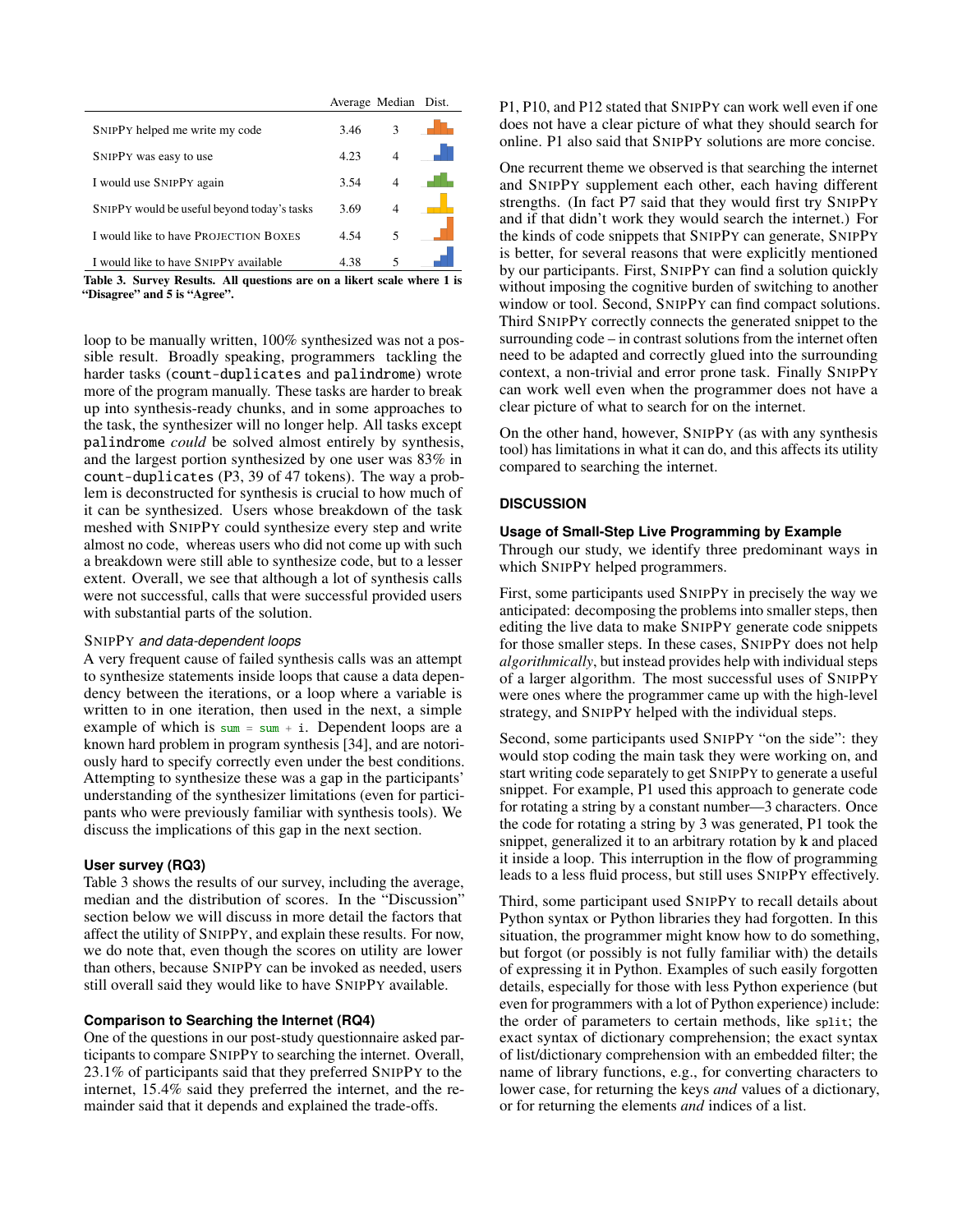| | Average | Median | Dist. |
|---|---|---|---|
| SNIPPY helped me write my code | 3.46 | 3 | |
| SNIPPY was easy to use | 4.23 | 4 | |
| I would use SNIPPY again | 3.54 | 4 | |
| SNIPPY would be useful beyond today's tasks | 3.69 | 4 | |
| I would like to have PROJECTION BOXES | 4.54 | 5 | |
| I would like to have SNIPPY available | 4.38 | 5 | |

**Table 3. Survey Results. All questions are on a likert scale where 1 is "Disagree" and 5 is "Agree".**

loop to be manually written, 100% synthesized was not a possible result. Broadly speaking, programmers tackling the harder tasks (`count-duplicates` and `palindrome`) wrote more of the program manually. These tasks are harder to break up into synthesis-ready chunks, and in some approaches to the task, the synthesizer will no longer help. All tasks except `palindrome` *could* be solved almost entirely by synthesis, and the largest portion synthesized by one user was 83% in `count-duplicates` (P3, 39 of 47 tokens). The way a problem is deconstructed for synthesis is crucial to how much of it can be synthesized. Users whose breakdown of the task meshed with SNIPPY could synthesize every step and write almost no code, whereas users who did not come up with such a breakdown were still able to synthesize code, but to a lesser extent. Overall, we see that although a lot of synthesis calls were not successful, calls that were successful provided users with substantial parts of the solution.

### SNIPPY *and data-dependent loops*

A very frequent cause of failed synthesis calls was an attempt to synthesize statements inside loops that cause a data dependency between the iterations, or a loop where a variable is written to in one iteration, then used in the next, a simple example of which is `sum = sum + i`. Dependent loops are a known hard problem in program synthesis [34], and are notoriously hard to specify correctly even under the best conditions. Attempting to synthesize these was a gap in the participants' understanding of the synthesizer limitations (even for participants who were previously familiar with synthesis tools). We discuss the implications of this gap in the next section.

### User survey (RQ3)

Table 3 shows the results of our survey, including the average, median and the distribution of scores. In the "Discussion" section below we will discuss in more detail the factors that affect the utility of SNIPPY, and explain these results. For now, we do note that, even though the scores on utility are lower than others, because SNIPPY can be invoked as needed, users still overall said they would like to have SNIPPY available.

### Comparison to Searching the Internet (RQ4)

One of the questions in our post-study questionnaire asked participants to compare SNIPPY to searching the internet. Overall, 23.1% of participants said that they preferred SNIPPY to the internet, 15.4% said they preferred the internet, and the remainder said that it depends and explained the trade-offs.

P1, P10, and P12 stated that SNIPPY can work well even if one does not have a clear picture of what they should search for online. P1 also said that SNIPPY solutions are more concise.

One recurrent theme we observed is that searching the internet and SNIPPY supplement each other, each having different strengths. (In fact P7 said that they would first try SNIPPY and if that didn't work they would search the internet.) For the kinds of code snippets that SNIPPY can generate, SNIPPY is better, for several reasons that were explicitly mentioned by our participants. First, SNIPPY can find a solution quickly without imposing the cognitive burden of switching to another window or tool. Second, SNIPPY can find compact solutions. Third SNIPPY correctly connects the generated snippet to the surrounding code – in contrast solutions from the internet often need to be adapted and correctly glued into the surrounding context, a non-trivial and error prone task. Finally SNIPPY can work well even when the programmer does not have a clear picture of what to search for on the internet.

On the other hand, however, SNIPPY (as with any synthesis tool) has limitations in what it can do, and this affects its utility compared to searching the internet.

## DISCUSSION

### Usage of Small-Step Live Programming by Example

Through our study, we identify three predominant ways in which SNIPPY helped programmers.

First, some participants used SNIPPY in precisely the way we anticipated: decomposing the problems into smaller steps, then editing the live data to make SNIPPY generate code snippets for those smaller steps. In these cases, SNIPPY does not help *algorithmically*, but instead provides help with individual steps of a larger algorithm. The most successful uses of SNIPPY were ones where the programmer came up with the high-level strategy, and SNIPPY helped with the individual steps.

Second, some participants used SNIPPY "on the side": they would stop coding the main task they were working on, and start writing code separately to get SNIPPY to generate a useful snippet. For example, P1 used this approach to generate code for rotating a string by a constant number—3 characters. Once the code for rotating a string by 3 was generated, P1 took the snippet, generalized it to an arbitrary rotation by `k` and placed it inside a loop. This interruption in the flow of programming leads to a less fluid process, but still uses SNIPPY effectively.

Third, some participant used SNIPPY to recall details about Python syntax or Python libraries they had forgotten. In this situation, the programmer might know how to do something, but forgot (or possibly is not fully familiar with) the details of expressing it in Python. Examples of such easily forgotten details, especially for those with less Python experience (but even for programmers with a lot of Python experience) include: the order of parameters to certain methods, like `split`; the exact syntax of dictionary comprehension; the exact syntax of list/dictionary comprehension with an embedded filter; the name of library functions, e.g., for converting characters to lower case, for returning the keys *and* values of a dictionary, or for returning the elements *and* indices of a list.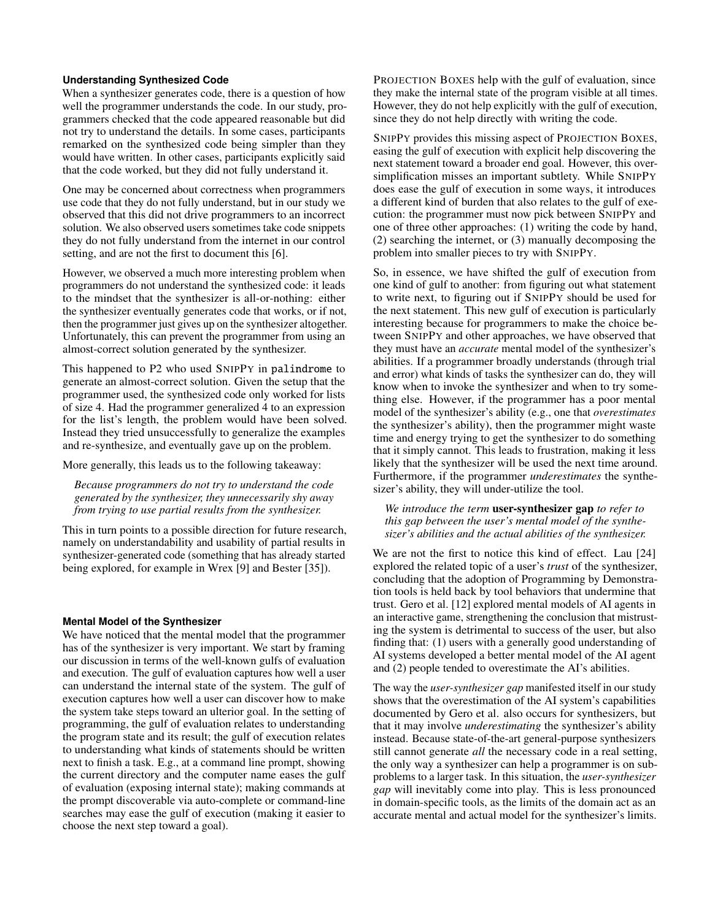### Understanding Synthesized Code

When a synthesizer generates code, there is a question of how well the programmer understands the code. In our study, programmers checked that the code appeared reasonable but did not try to understand the details. In some cases, participants remarked on the synthesized code being simpler than they would have written. In other cases, participants explicitly said that the code worked, but they did not fully understand it.

One may be concerned about correctness when programmers use code that they do not fully understand, but in our study we observed that this did not drive programmers to an incorrect solution. We also observed users sometimes take code snippets they do not fully understand from the internet in our control setting, and are not the first to document this [6].

However, we observed a much more interesting problem when programmers do not understand the synthesized code: it leads to the mindset that the synthesizer is all-or-nothing: either the synthesizer eventually generates code that works, or if not, then the programmer just gives up on the synthesizer altogether. Unfortunately, this can prevent the programmer from using an almost-correct solution generated by the synthesizer.

This happened to P2 who used SNIPPY in `palindrome` to generate an almost-correct solution. Given the setup that the programmer used, the synthesized code only worked for lists of size 4. Had the programmer generalized 4 to an expression for the list's length, the problem would have been solved. Instead they tried unsuccessfully to generalize the examples and re-synthesize, and eventually gave up on the problem.

More generally, this leads us to the following takeaway:

> *Because programmers do not try to understand the code generated by the synthesizer, they unnecessarily shy away from trying to use partial results from the synthesizer.*

This in turn points to a possible direction for future research, namely on understandability and usability of partial results in synthesizer-generated code (something that has already started being explored, for example in Wrex [9] and Bester [35]).

### Mental Model of the Synthesizer

We have noticed that the mental model that the programmer has of the synthesizer is very important. We start by framing our discussion in terms of the well-known gulfs of evaluation and execution. The gulf of evaluation captures how well a user can understand the internal state of the system. The gulf of execution captures how well a user can discover how to make the system take steps toward an ulterior goal. In the setting of programming, the gulf of evaluation relates to understanding the program state and its result; the gulf of execution relates to understanding what kinds of statements should be written next to finish a task. E.g., at a command line prompt, showing the current directory and the computer name eases the gulf of evaluation (exposing internal state); making commands at the prompt discoverable via auto-complete or command-line searches may ease the gulf of execution (making it easier to choose the next step toward a goal).

PROJECTION BOXES help with the gulf of evaluation, since they make the internal state of the program visible at all times. However, they do not help explicitly with the gulf of execution, since they do not help directly with writing the code.

SNIPPY provides this missing aspect of PROJECTION BOXES, easing the gulf of execution with explicit help discovering the next statement toward a broader end goal. However, this oversimplification misses an important subtlety. While SNIPPY does ease the gulf of execution in some ways, it introduces a different kind of burden that also relates to the gulf of execution: the programmer must now pick between SNIPPY and one of three other approaches: (1) writing the code by hand, (2) searching the internet, or (3) manually decomposing the problem into smaller pieces to try with SNIPPY.

So, in essence, we have shifted the gulf of execution from one kind of gulf to another: from figuring out what statement to write next, to figuring out if SNIPPY should be used for the next statement. This new gulf of execution is particularly interesting because for programmers to make the choice between SNIPPY and other approaches, we have observed that they must have an *accurate* mental model of the synthesizer's abilities. If a programmer broadly understands (through trial and error) what kinds of tasks the synthesizer can do, they will know when to invoke the synthesizer and when to try something else. However, if the programmer has a poor mental model of the synthesizer's ability (e.g., one that *overestimates* the synthesizer's ability), then the programmer might waste time and energy trying to get the synthesizer to do something that it simply cannot. This leads to frustration, making it less likely that the synthesizer will be used the next time around. Furthermore, if the programmer *underestimates* the synthesizer's ability, they will under-utilize the tool.

> *We introduce the term* **user-synthesizer gap** *to refer to this gap between the user's mental model of the synthesizer's abilities and the actual abilities of the synthesizer.*

We are not the first to notice this kind of effect. Lau [24] explored the related topic of a user's *trust* of the synthesizer, concluding that the adoption of Programming by Demonstration tools is held back by tool behaviors that undermine that trust. Gero et al. [12] explored mental models of AI agents in an interactive game, strengthening the conclusion that mistrusting the system is detrimental to success of the user, but also finding that: (1) users with a generally good understanding of AI systems developed a better mental model of the AI agent and (2) people tended to overestimate the AI's abilities.

The way the *user-synthesizer gap* manifested itself in our study shows that the overestimation of the AI system's capabilities documented by Gero et al. also occurs for synthesizers, but that it may involve *underestimating* the synthesizer's ability instead. Because state-of-the-art general-purpose synthesizers still cannot generate *all* the necessary code in a real setting, the only way a synthesizer can help a programmer is on subproblems to a larger task. In this situation, the *user-synthesizer gap* will inevitably come into play. This is less pronounced in domain-specific tools, as the limits of the domain act as an accurate mental and actual model for the synthesizer's limits.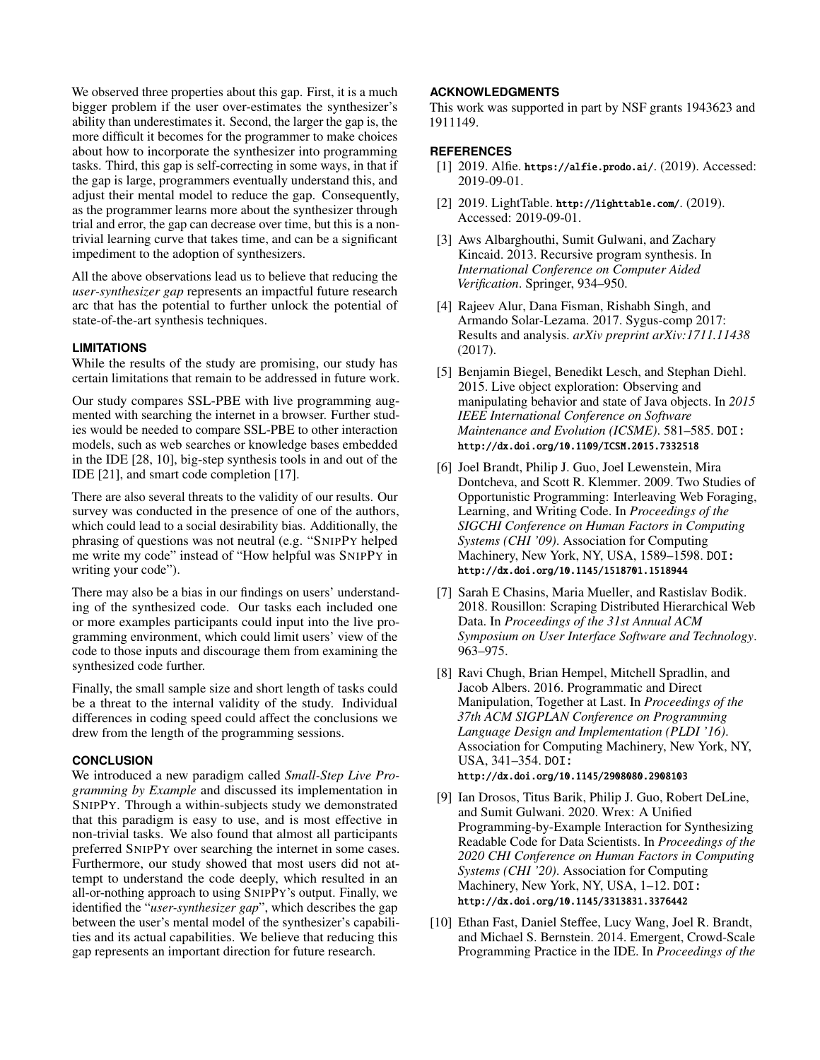We observed three properties about this gap. First, it is a much bigger problem if the user over-estimates the synthesizer's ability than underestimates it. Second, the larger the gap is, the more difficult it becomes for the programmer to make choices about how to incorporate the synthesizer into programming tasks. Third, this gap is self-correcting in some ways, in that if the gap is large, programmers eventually understand this, and adjust their mental model to reduce the gap. Consequently, as the programmer learns more about the synthesizer through trial and error, the gap can decrease over time, but this is a non-trivial learning curve that takes time, and can be a significant impediment to the adoption of synthesizers.

All the above observations lead us to believe that reducing the *user-synthesizer gap* represents an impactful future research arc that has the potential to further unlock the potential of state-of-the-art synthesis techniques.

## LIMITATIONS

While the results of the study are promising, our study has certain limitations that remain to be addressed in future work.

Our study compares SSL-PBE with live programming augmented with searching the internet in a browser. Further studies would be needed to compare SSL-PBE to other interaction models, such as web searches or knowledge bases embedded in the IDE [28, 10], big-step synthesis tools in and out of the IDE [21], and smart code completion [17].

There are also several threats to the validity of our results. Our survey was conducted in the presence of one of the authors, which could lead to a social desirability bias. Additionally, the phrasing of questions was not neutral (e.g. "SNIPPY helped me write my code" instead of "How helpful was SNIPPY in writing your code").

There may also be a bias in our findings on users' understanding of the synthesized code. Our tasks each included one or more examples participants could input into the live programming environment, which could limit users' view of the code to those inputs and discourage them from examining the synthesized code further.

Finally, the small sample size and short length of tasks could be a threat to the internal validity of the study. Individual differences in coding speed could affect the conclusions we drew from the length of the programming sessions.

## CONCLUSION

We introduced a new paradigm called *Small-Step Live Programming by Example* and discussed its implementation in SNIPPY. Through a within-subjects study we demonstrated that this paradigm is easy to use, and is most effective in non-trivial tasks. We also found that almost all participants preferred SNIPPY over searching the internet in some cases. Furthermore, our study showed that most users did not attempt to understand the code deeply, which resulted in an all-or-nothing approach to using SNIPPY's output. Finally, we identified the "*user-synthesizer gap*", which describes the gap between the user's mental model of the synthesizer's capabilities and its actual capabilities. We believe that reducing this gap represents an important direction for future research.

## ACKNOWLEDGMENTS

This work was supported in part by NSF grants 1943623 and 1911149.

## REFERENCES

[1] 2019. Alfie. https://alfie.prodo.ai/. (2019). Accessed: 2019-09-01.

[2] 2019. LightTable. http://lighttable.com/. (2019). Accessed: 2019-09-01.

[3] Aws Albarghouthi, Sumit Gulwani, and Zachary Kincaid. 2013. Recursive program synthesis. In *International Conference on Computer Aided Verification*. Springer, 934–950.

[4] Rajeev Alur, Dana Fisman, Rishabh Singh, and Armando Solar-Lezama. 2017. Sygus-comp 2017: Results and analysis. *arXiv preprint arXiv:1711.11438* (2017).

[5] Benjamin Biegel, Benedikt Lesch, and Stephan Diehl. 2015. Live object exploration: Observing and manipulating behavior and state of Java objects. In *2015 IEEE International Conference on Software Maintenance and Evolution (ICSME)*. 581–585. DOI: http://dx.doi.org/10.1109/ICSM.2015.7332518

[6] Joel Brandt, Philip J. Guo, Joel Lewenstein, Mira Dontcheva, and Scott R. Klemmer. 2009. Two Studies of Opportunistic Programming: Interleaving Web Foraging, Learning, and Writing Code. In *Proceedings of the SIGCHI Conference on Human Factors in Computing Systems (CHI '09)*. Association for Computing Machinery, New York, NY, USA, 1589–1598. DOI: http://dx.doi.org/10.1145/1518701.1518944

[7] Sarah E Chasins, Maria Mueller, and Rastislav Bodik. 2018. Rousillon: Scraping Distributed Hierarchical Web Data. In *Proceedings of the 31st Annual ACM Symposium on User Interface Software and Technology*. 963–975.

[8] Ravi Chugh, Brian Hempel, Mitchell Spradlin, and Jacob Albers. 2016. Programmatic and Direct Manipulation, Together at Last. In *Proceedings of the 37th ACM SIGPLAN Conference on Programming Language Design and Implementation (PLDI '16)*. Association for Computing Machinery, New York, NY, USA, 341–354. DOI: http://dx.doi.org/10.1145/2908080.2908103

[9] Ian Drosos, Titus Barik, Philip J. Guo, Robert DeLine, and Sumit Gulwani. 2020. Wrex: A Unified Programming-by-Example Interaction for Synthesizing Readable Code for Data Scientists. In *Proceedings of the 2020 CHI Conference on Human Factors in Computing Systems (CHI '20)*. Association for Computing Machinery, New York, NY, USA, 1–12. DOI: http://dx.doi.org/10.1145/3313831.3376442

[10] Ethan Fast, Daniel Steffee, Lucy Wang, Joel R. Brandt, and Michael S. Bernstein. 2014. Emergent, Crowd-Scale Programming Practice in the IDE. In *Proceedings of the*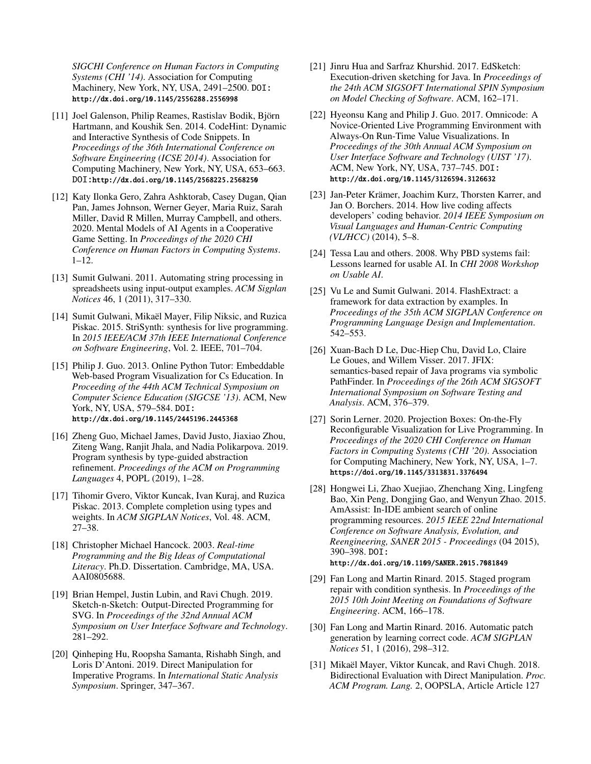*SIGCHI Conference on Human Factors in Computing Systems (CHI '14)*. Association for Computing Machinery, New York, NY, USA, 2491–2500. DOI: http://dx.doi.org/10.1145/2556288.2556998

[11] Joel Galenson, Philip Reames, Rastislav Bodik, Björn Hartmann, and Koushik Sen. 2014. CodeHint: Dynamic and Interactive Synthesis of Code Snippets. In *Proceedings of the 36th International Conference on Software Engineering (ICSE 2014)*. Association for Computing Machinery, New York, NY, USA, 653–663. DOI:http://dx.doi.org/10.1145/2568225.2568250

[12] Katy Ilonka Gero, Zahra Ashktorab, Casey Dugan, Qian Pan, James Johnson, Werner Geyer, Maria Ruiz, Sarah Miller, David R Millen, Murray Campbell, and others. 2020. Mental Models of AI Agents in a Cooperative Game Setting. In *Proceedings of the 2020 CHI Conference on Human Factors in Computing Systems*. 1–12.

[13] Sumit Gulwani. 2011. Automating string processing in spreadsheets using input-output examples. *ACM Sigplan Notices* 46, 1 (2011), 317–330.

[14] Sumit Gulwani, Mikaël Mayer, Filip Niksic, and Ruzica Piskac. 2015. StriSynth: synthesis for live programming. In *2015 IEEE/ACM 37th IEEE International Conference on Software Engineering*, Vol. 2. IEEE, 701–704.

[15] Philip J. Guo. 2013. Online Python Tutor: Embeddable Web-based Program Visualization for Cs Education. In *Proceeding of the 44th ACM Technical Symposium on Computer Science Education (SIGCSE '13)*. ACM, New York, NY, USA, 579–584. DOI: http://dx.doi.org/10.1145/2445196.2445368

[16] Zheng Guo, Michael James, David Justo, Jiaxiao Zhou, Ziteng Wang, Ranjit Jhala, and Nadia Polikarpova. 2019. Program synthesis by type-guided abstraction refinement. *Proceedings of the ACM on Programming Languages* 4, POPL (2019), 1–28.

[17] Tihomir Gvero, Viktor Kuncak, Ivan Kuraj, and Ruzica Piskac. 2013. Complete completion using types and weights. In *ACM SIGPLAN Notices*, Vol. 48. ACM, 27–38.

[18] Christopher Michael Hancock. 2003. *Real-time Programming and the Big Ideas of Computational Literacy*. Ph.D. Dissertation. Cambridge, MA, USA. AAI0805688.

[19] Brian Hempel, Justin Lubin, and Ravi Chugh. 2019. Sketch-n-Sketch: Output-Directed Programming for SVG. In *Proceedings of the 32nd Annual ACM Symposium on User Interface Software and Technology*. 281–292.

[20] Qinheping Hu, Roopsha Samanta, Rishabh Singh, and Loris D'Antoni. 2019. Direct Manipulation for Imperative Programs. In *International Static Analysis Symposium*. Springer, 347–367.

[21] Jinru Hua and Sarfraz Khurshid. 2017. EdSketch: Execution-driven sketching for Java. In *Proceedings of the 24th ACM SIGSOFT International SPIN Symposium on Model Checking of Software*. ACM, 162–171.

[22] Hyeonsu Kang and Philip J. Guo. 2017. Omnicode: A Novice-Oriented Live Programming Environment with Always-On Run-Time Value Visualizations. In *Proceedings of the 30th Annual ACM Symposium on User Interface Software and Technology (UIST '17)*. ACM, New York, NY, USA, 737–745. DOI: http://dx.doi.org/10.1145/3126594.3126632

[23] Jan-Peter Krämer, Joachim Kurz, Thorsten Karrer, and Jan O. Borchers. 2014. How live coding affects developers' coding behavior. *2014 IEEE Symposium on Visual Languages and Human-Centric Computing (VL/HCC)* (2014), 5–8.

[24] Tessa Lau and others. 2008. Why PBD systems fail: Lessons learned for usable AI. In *CHI 2008 Workshop on Usable AI*.

[25] Vu Le and Sumit Gulwani. 2014. FlashExtract: a framework for data extraction by examples. In *Proceedings of the 35th ACM SIGPLAN Conference on Programming Language Design and Implementation*. 542–553.

[26] Xuan-Bach D Le, Duc-Hiep Chu, David Lo, Claire Le Goues, and Willem Visser. 2017. JFIX: semantics-based repair of Java programs via symbolic PathFinder. In *Proceedings of the 26th ACM SIGSOFT International Symposium on Software Testing and Analysis*. ACM, 376–379.

[27] Sorin Lerner. 2020. Projection Boxes: On-the-Fly Reconfigurable Visualization for Live Programming. In *Proceedings of the 2020 CHI Conference on Human Factors in Computing Systems (CHI '20)*. Association for Computing Machinery, New York, NY, USA, 1–7. https://doi.org/10.1145/3313831.3376494

[28] Hongwei Li, Zhao Xuejiao, Zhenchang Xing, Lingfeng Bao, Xin Peng, Dongjing Gao, and Wenyun Zhao. 2015. AmAssist: In-IDE ambient search of online programming resources. *2015 IEEE 22nd International Conference on Software Analysis, Evolution, and Reengineering, SANER 2015 - Proceedings* (04 2015), 390–398. DOI: http://dx.doi.org/10.1109/SANER.2015.7081849

[29] Fan Long and Martin Rinard. 2015. Staged program repair with condition synthesis. In *Proceedings of the 2015 10th Joint Meeting on Foundations of Software Engineering*. ACM, 166–178.

[30] Fan Long and Martin Rinard. 2016. Automatic patch generation by learning correct code. *ACM SIGPLAN Notices* 51, 1 (2016), 298–312.

[31] Mikaël Mayer, Viktor Kuncak, and Ravi Chugh. 2018. Bidirectional Evaluation with Direct Manipulation. *Proc. ACM Program. Lang.* 2, OOPSLA, Article Article 127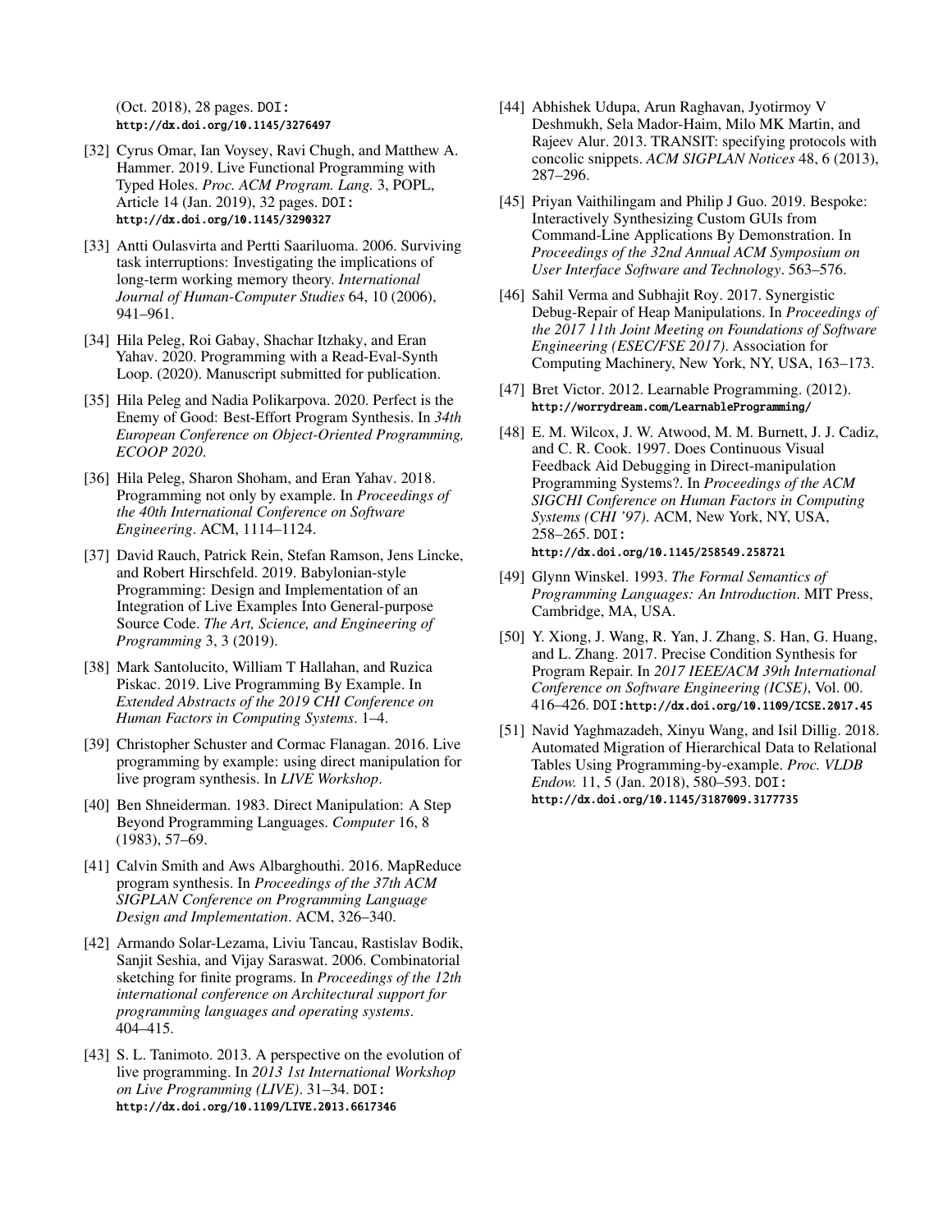(Oct. 2018), 28 pages. DOI: http://dx.doi.org/10.1145/3276497

[32] Cyrus Omar, Ian Voysey, Ravi Chugh, and Matthew A. Hammer. 2019. Live Functional Programming with Typed Holes. *Proc. ACM Program. Lang.* 3, POPL, Article 14 (Jan. 2019), 32 pages. DOI: http://dx.doi.org/10.1145/3290327

[33] Antti Oulasvirta and Pertti Saariluoma. 2006. Surviving task interruptions: Investigating the implications of long-term working memory theory. *International Journal of Human-Computer Studies* 64, 10 (2006), 941–961.

[34] Hila Peleg, Roi Gabay, Shachar Itzhaky, and Eran Yahav. 2020. Programming with a Read-Eval-Synth Loop. (2020). Manuscript submitted for publication.

[35] Hila Peleg and Nadia Polikarpova. 2020. Perfect is the Enemy of Good: Best-Effort Program Synthesis. In *34th European Conference on Object-Oriented Programming, ECOOP 2020*.

[36] Hila Peleg, Sharon Shoham, and Eran Yahav. 2018. Programming not only by example. In *Proceedings of the 40th International Conference on Software Engineering*. ACM, 1114–1124.

[37] David Rauch, Patrick Rein, Stefan Ramson, Jens Lincke, and Robert Hirschfeld. 2019. Babylonian-style Programming: Design and Implementation of an Integration of Live Examples Into General-purpose Source Code. *The Art, Science, and Engineering of Programming* 3, 3 (2019).

[38] Mark Santolucito, William T Hallahan, and Ruzica Piskac. 2019. Live Programming By Example. In *Extended Abstracts of the 2019 CHI Conference on Human Factors in Computing Systems*. 1–4.

[39] Christopher Schuster and Cormac Flanagan. 2016. Live programming by example: using direct manipulation for live program synthesis. In *LIVE Workshop*.

[40] Ben Shneiderman. 1983. Direct Manipulation: A Step Beyond Programming Languages. *Computer* 16, 8 (1983), 57–69.

[41] Calvin Smith and Aws Albarghouthi. 2016. MapReduce program synthesis. In *Proceedings of the 37th ACM SIGPLAN Conference on Programming Language Design and Implementation*. ACM, 326–340.

[42] Armando Solar-Lezama, Liviu Tancau, Rastislav Bodik, Sanjit Seshia, and Vijay Saraswat. 2006. Combinatorial sketching for finite programs. In *Proceedings of the 12th international conference on Architectural support for programming languages and operating systems*. 404–415.

[43] S. L. Tanimoto. 2013. A perspective on the evolution of live programming. In *2013 1st International Workshop on Live Programming (LIVE)*. 31–34. DOI: http://dx.doi.org/10.1109/LIVE.2013.6617346

[44] Abhishek Udupa, Arun Raghavan, Jyotirmoy V Deshmukh, Sela Mador-Haim, Milo MK Martin, and Rajeev Alur. 2013. TRANSIT: specifying protocols with concolic snippets. *ACM SIGPLAN Notices* 48, 6 (2013), 287–296.

[45] Priyan Vaithilingam and Philip J Guo. 2019. Bespoke: Interactively Synthesizing Custom GUIs from Command-Line Applications By Demonstration. In *Proceedings of the 32nd Annual ACM Symposium on User Interface Software and Technology*. 563–576.

[46] Sahil Verma and Subhajit Roy. 2017. Synergistic Debug-Repair of Heap Manipulations. In *Proceedings of the 2017 11th Joint Meeting on Foundations of Software Engineering (ESEC/FSE 2017)*. Association for Computing Machinery, New York, NY, USA, 163–173.

[47] Bret Victor. 2012. Learnable Programming. (2012). http://worrydream.com/LearnableProgramming/

[48] E. M. Wilcox, J. W. Atwood, M. M. Burnett, J. J. Cadiz, and C. R. Cook. 1997. Does Continuous Visual Feedback Aid Debugging in Direct-manipulation Programming Systems?. In *Proceedings of the ACM SIGCHI Conference on Human Factors in Computing Systems (CHI '97)*. ACM, New York, NY, USA, 258–265. DOI: http://dx.doi.org/10.1145/258549.258721

[49] Glynn Winskel. 1993. *The Formal Semantics of Programming Languages: An Introduction*. MIT Press, Cambridge, MA, USA.

[50] Y. Xiong, J. Wang, R. Yan, J. Zhang, S. Han, G. Huang, and L. Zhang. 2017. Precise Condition Synthesis for Program Repair. In *2017 IEEE/ACM 39th International Conference on Software Engineering (ICSE)*, Vol. 00. 416–426. DOI:http://dx.doi.org/10.1109/ICSE.2017.45

[51] Navid Yaghmazadeh, Xinyu Wang, and Isil Dillig. 2018. Automated Migration of Hierarchical Data to Relational Tables Using Programming-by-example. *Proc. VLDB Endow.* 11, 5 (Jan. 2018), 580–593. DOI: http://dx.doi.org/10.1145/3187009.3177735